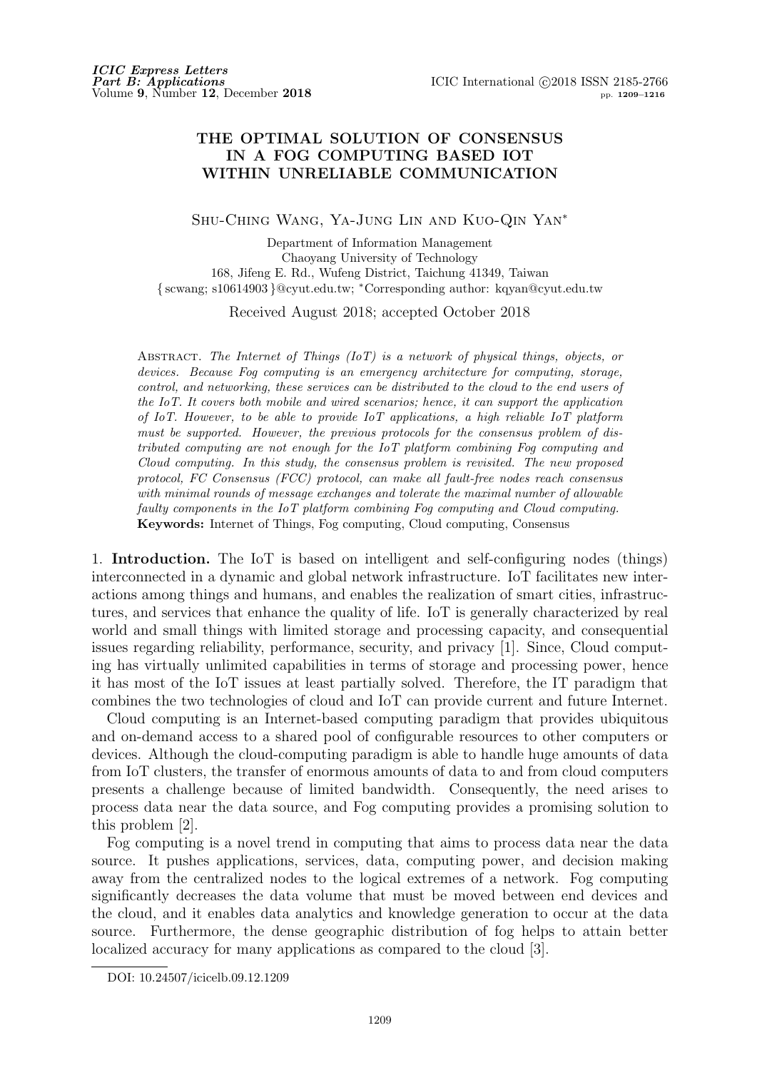# THE OPTIMAL SOLUTION OF CONSENSUS IN A FOG COMPUTING BASED IOT WITHIN UNRELIABLE COMMUNICATION

Shu-Ching Wang, Ya-Jung Lin and Kuo-Qin Yan*

Department of Information Management
Chaoyang University of Technology
168, Jifeng E. Rd., Wufeng District, Taichung 41349, Taiwan
{scwang; s10614903}@cyut.edu.tw; *Corresponding author: kqyan@cyut.edu.tw

Received August 2018; accepted October 2018

Abstract. *The Internet of Things (IoT) is a network of physical things, objects, or devices. Because Fog computing is an emergency architecture for computing, storage, control, and networking, these services can be distributed to the cloud to the end users of the IoT. It covers both mobile and wired scenarios; hence, it can support the application of IoT. However, to be able to provide IoT applications, a high reliable IoT platform must be supported. However, the previous protocols for the consensus problem of distributed computing are not enough for the IoT platform combining Fog computing and Cloud computing. In this study, the consensus problem is revisited. The new proposed protocol, FC Consensus (FCC) protocol, can make all fault-free nodes reach consensus with minimal rounds of message exchanges and tolerate the maximal number of allowable faulty components in the IoT platform combining Fog computing and Cloud computing.*

**Keywords:** Internet of Things, Fog computing, Cloud computing, Consensus

## 1. Introduction.

The IoT is based on intelligent and self-configuring nodes (things) interconnected in a dynamic and global network infrastructure. IoT facilitates new interactions among things and humans, and enables the realization of smart cities, infrastructures, and services that enhance the quality of life. IoT is generally characterized by real world and small things with limited storage and processing capacity, and consequential issues regarding reliability, performance, security, and privacy [1]. Since, Cloud computing has virtually unlimited capabilities in terms of storage and processing power, hence it has most of the IoT issues at least partially solved. Therefore, the IT paradigm that combines the two technologies of cloud and IoT can provide current and future Internet.

Cloud computing is an Internet-based computing paradigm that provides ubiquitous and on-demand access to a shared pool of configurable resources to other computers or devices. Although the cloud-computing paradigm is able to handle huge amounts of data from IoT clusters, the transfer of enormous amounts of data to and from cloud computers presents a challenge because of limited bandwidth. Consequently, the need arises to process data near the data source, and Fog computing provides a promising solution to this problem [2].

Fog computing is a novel trend in computing that aims to process data near the data source. It pushes applications, services, data, computing power, and decision making away from the centralized nodes to the logical extremes of a network. Fog computing significantly decreases the data volume that must be moved between end devices and the cloud, and it enables data analytics and knowledge generation to occur at the data source. Furthermore, the dense geographic distribution of fog helps to attain better localized accuracy for many applications as compared to the cloud [3].

DOI: 10.24507/icicelb.09.12.1209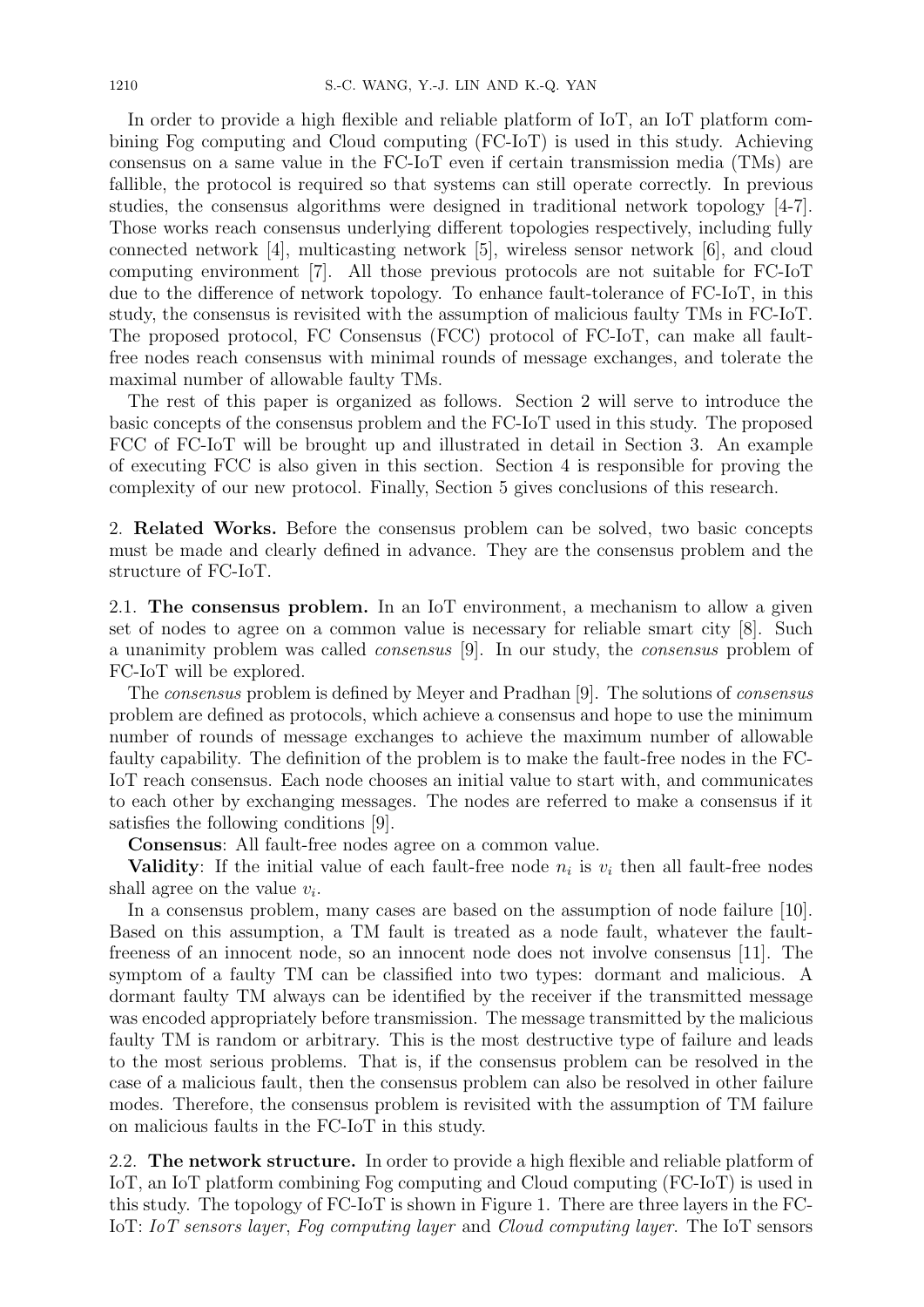In order to provide a high flexible and reliable platform of IoT, an IoT platform combining Fog computing and Cloud computing (FC-IoT) is used in this study. Achieving consensus on a same value in the FC-IoT even if certain transmission media (TMs) are fallible, the protocol is required so that systems can still operate correctly. In previous studies, the consensus algorithms were designed in traditional network topology [4-7]. Those works reach consensus underlying different topologies respectively, including fully connected network [4], multicasting network [5], wireless sensor network [6], and cloud computing environment [7]. All those previous protocols are not suitable for FC-IoT due to the difference of network topology. To enhance fault-tolerance of FC-IoT, in this study, the consensus is revisited with the assumption of malicious faulty TMs in FC-IoT. The proposed protocol, FC Consensus (FCC) protocol of FC-IoT, can make all fault-free nodes reach consensus with minimal rounds of message exchanges, and tolerate the maximal number of allowable faulty TMs.

The rest of this paper is organized as follows. Section 2 will serve to introduce the basic concepts of the consensus problem and the FC-IoT used in this study. The proposed FCC of FC-IoT will be brought up and illustrated in detail in Section 3. An example of executing FCC is also given in this section. Section 4 is responsible for proving the complexity of our new protocol. Finally, Section 5 gives conclusions of this research.

## 2. Related Works.

Before the consensus problem can be solved, two basic concepts must be made and clearly defined in advance. They are the consensus problem and the structure of FC-IoT.

### 2.1. The consensus problem.

In an IoT environment, a mechanism to allow a given set of nodes to agree on a common value is necessary for reliable smart city [8]. Such a unanimity problem was called *consensus* [9]. In our study, the *consensus* problem of FC-IoT will be explored.

The *consensus* problem is defined by Meyer and Pradhan [9]. The solutions of *consensus* problem are defined as protocols, which achieve a consensus and hope to use the minimum number of rounds of message exchanges to achieve the maximum number of allowable faulty capability. The definition of the problem is to make the fault-free nodes in the FC-IoT reach consensus. Each node chooses an initial value to start with, and communicates to each other by exchanging messages. The nodes are referred to make a consensus if it satisfies the following conditions [9].

**Consensus**: All fault-free nodes agree on a common value.

**Validity**: If the initial value of each fault-free node $n_i$ is $v_i$ then all fault-free nodes shall agree on the value $v_i$.

In a consensus problem, many cases are based on the assumption of node failure [10]. Based on this assumption, a TM fault is treated as a node fault, whatever the fault-freeness of an innocent node, so an innocent node does not involve consensus [11]. The symptom of a faulty TM can be classified into two types: dormant and malicious. A dormant faulty TM always can be identified by the receiver if the transmitted message was encoded appropriately before transmission. The message transmitted by the malicious faulty TM is random or arbitrary. This is the most destructive type of failure and leads to the most serious problems. That is, if the consensus problem can be resolved in the case of a malicious fault, then the consensus problem can also be resolved in other failure modes. Therefore, the consensus problem is revisited with the assumption of TM failure on malicious faults in the FC-IoT in this study.

### 2.2. The network structure.

In order to provide a high flexible and reliable platform of IoT, an IoT platform combining Fog computing and Cloud computing (FC-IoT) is used in this study. The topology of FC-IoT is shown in Figure 1. There are three layers in the FC-IoT: *IoT sensors layer*, *Fog computing layer* and *Cloud computing layer*. The IoT sensors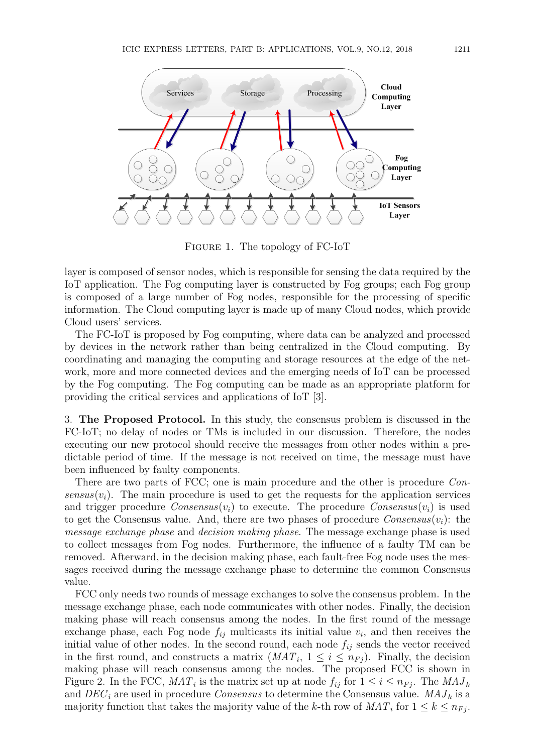FIGURE 1. The topology of FC-IoT

layer is composed of sensor nodes, which is responsible for sensing the data required by the IoT application. The Fog computing layer is constructed by Fog groups; each Fog group is composed of a large number of Fog nodes, responsible for the processing of specific information. The Cloud computing layer is made up of many Cloud nodes, which provide Cloud users' services.

The FC-IoT is proposed by Fog computing, where data can be analyzed and processed by devices in the network rather than being centralized in the Cloud computing. By coordinating and managing the computing and storage resources at the edge of the network, more and more connected devices and the emerging needs of IoT can be processed by the Fog computing. The Fog computing can be made as an appropriate platform for providing the critical services and applications of IoT [3].

**3. The Proposed Protocol.** In this study, the consensus problem is discussed in the FC-IoT; no delay of nodes or TMs is included in our discussion. Therefore, the nodes executing our new protocol should receive the messages from other nodes within a predictable period of time. If the message is not received on time, the message must have been influenced by faulty components.

There are two parts of FCC; one is main procedure and the other is procedure *Consensus*$(v_i)$. The main procedure is used to get the requests for the application services and trigger procedure *Consensus*$(v_i)$ to execute. The procedure *Consensus*$(v_i)$ is used to get the Consensus value. And, there are two phases of procedure *Consensus*$(v_i)$: the *message exchange phase* and *decision making phase*. The message exchange phase is used to collect messages from Fog nodes. Furthermore, the influence of a faulty TM can be removed. Afterward, in the decision making phase, each fault-free Fog node uses the messages received during the message exchange phase to determine the common Consensus value.

FCC only needs two rounds of message exchanges to solve the consensus problem. In the message exchange phase, each node communicates with other nodes. Finally, the decision making phase will reach consensus among the nodes. In the first round of the message exchange phase, each Fog node $f_{ij}$ multicasts its initial value $v_i$, and then receives the initial value of other nodes. In the second round, each node $f_{ij}$ sends the vector received in the first round, and constructs a matrix ($MAT_i$, $1 \leq i \leq n_{Fj}$). Finally, the decision making phase will reach consensus among the nodes. The proposed FCC is shown in Figure 2. In the FCC, $MAT_i$ is the matrix set up at node $f_{ij}$ for $1 \leq i \leq n_{Fj}$. The $MAJ_k$ and $DEC_i$ are used in procedure *Consensus* to determine the Consensus value. $MAJ_k$ is a majority function that takes the majority value of the $k$-th row of $MAT_i$ for $1 \leq k \leq n_{Fj}$.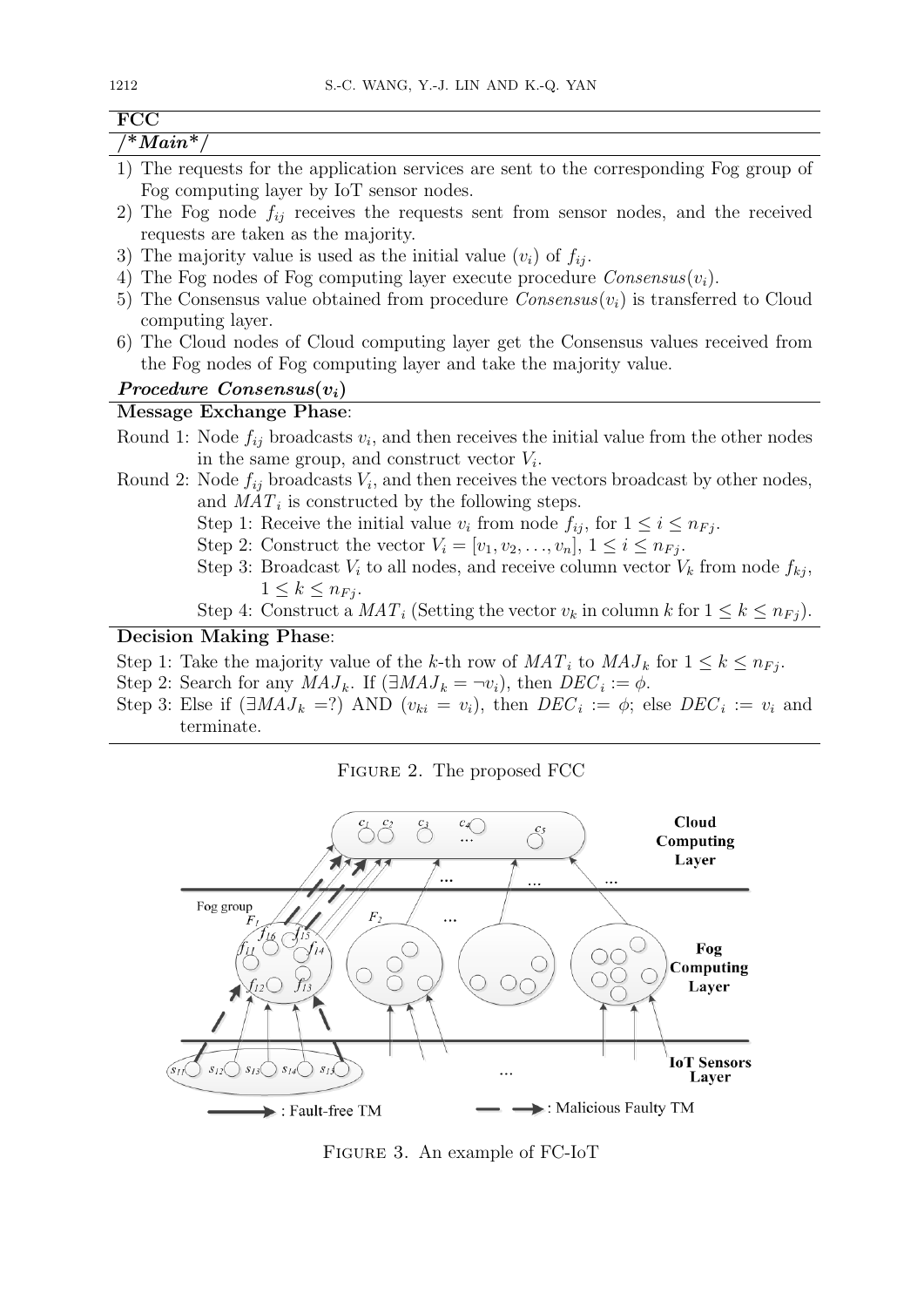**FCC**

***/\*Main\*/***

1) The requests for the application services are sent to the corresponding Fog group of Fog computing layer by IoT sensor nodes.
2) The Fog node $f_{ij}$ receives the requests sent from sensor nodes, and the received requests are taken as the majority.
3) The majority value is used as the initial value ($v_i$) of $f_{ij}$.
4) The Fog nodes of Fog computing layer execute procedure $Consensus(v_i)$.
5) The Consensus value obtained from procedure $Consensus(v_i)$ is transferred to Cloud computing layer.
6) The Cloud nodes of Cloud computing layer get the Consensus values received from the Fog nodes of Fog computing layer and take the majority value.

***Procedure Consensus($v_i$)***

**Message Exchange Phase**:

Round 1: Node $f_{ij}$ broadcasts $v_i$, and then receives the initial value from the other nodes in the same group, and construct vector $V_i$.

Round 2: Node $f_{ij}$ broadcasts $V_i$, and then receives the vectors broadcast by other nodes, and $MAT_i$ is constructed by the following steps.

Step 1: Receive the initial value $v_i$ from node $f_{ij}$, for $1 \leq i \leq n_{Fj}$.

Step 2: Construct the vector $V_i = [v_1, v_2, \ldots, v_n]$, $1 \leq i \leq n_{Fj}$.

Step 3: Broadcast $V_i$ to all nodes, and receive column vector $V_k$ from node $f_{kj}$, $1 \leq k \leq n_{Fj}$.

Step 4: Construct a $MAT_i$ (Setting the vector $v_k$ in column $k$ for $1 \leq k \leq n_{Fj}$).

**Decision Making Phase**:

Step 1: Take the majority value of the $k$-th row of $MAT_i$ to $MAJ_k$ for $1 \leq k \leq n_{Fj}$.

Step 2: Search for any $MAJ_k$. If $(\exists MAJ_k = \neg v_i)$, then $DEC_i := \phi$.

Step 3: Else if $(\exists MAJ_k = ?)$ AND $(v_{ki} = v_i)$, then $DEC_i := \phi$; else $DEC_i := v_i$ and terminate.

Figure 2. The proposed FCC

Figure 3. An example of FC-IoT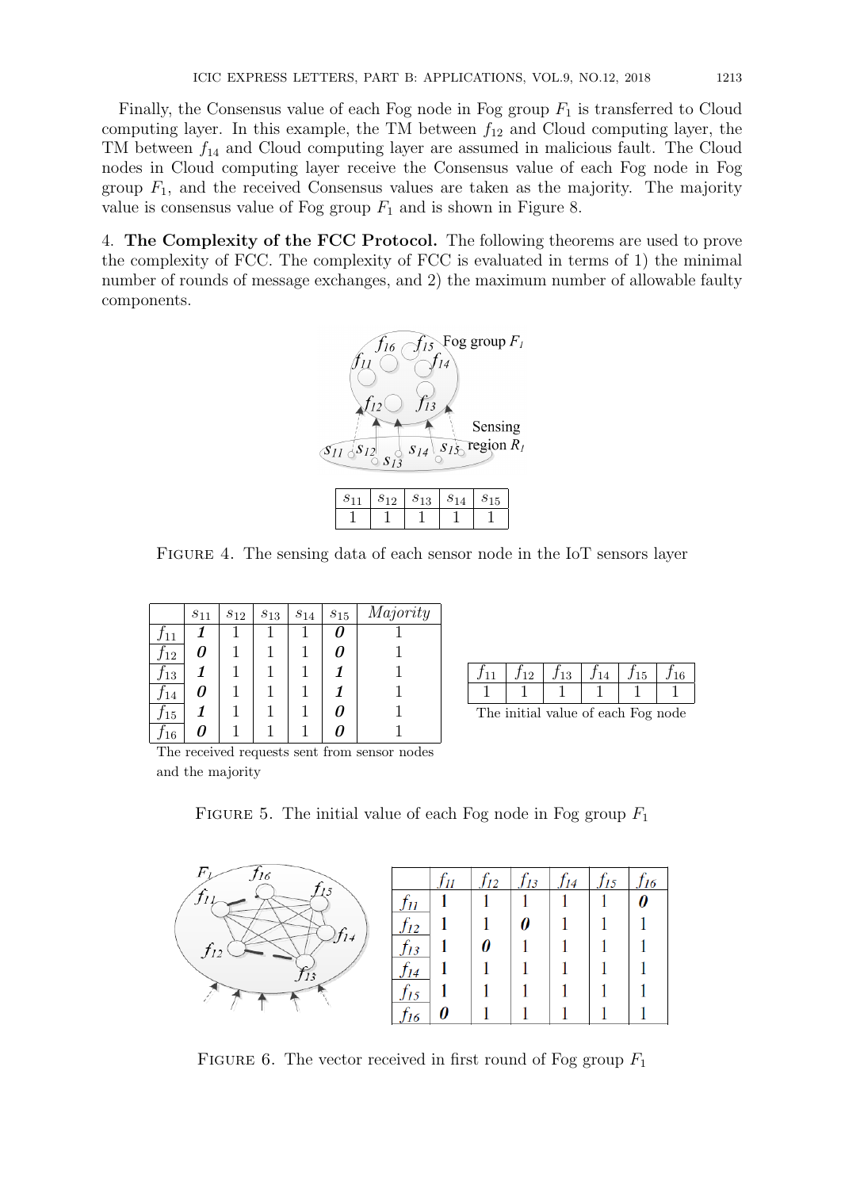Finally, the Consensus value of each Fog node in Fog group $F_1$ is transferred to Cloud computing layer. In this example, the TM between $f_{12}$ and Cloud computing layer, the TM between $f_{14}$ and Cloud computing layer are assumed in malicious fault. The Cloud nodes in Cloud computing layer receive the Consensus value of each Fog node in Fog group $F_1$, and the received Consensus values are taken as the majority. The majority value is consensus value of Fog group $F_1$ and is shown in Figure 8.

4. **The Complexity of the FCC Protocol.** The following theorems are used to prove the complexity of FCC. The complexity of FCC is evaluated in terms of 1) the minimal number of rounds of message exchanges, and 2) the maximum number of allowable faulty components.

| $s_{11}$ | $s_{12}$ | $s_{13}$ | $s_{14}$ | $s_{15}$ |
|---|---|---|---|---|
| 1 | 1 | 1 | 1 | 1 |

FIGURE 4. The sensing data of each sensor node in the IoT sensors layer

| | $s_{11}$ | $s_{12}$ | $s_{13}$ | $s_{14}$ | $s_{15}$ | *Majority* |
|---|---|---|---|---|---|---|
| $f_{11}$ | ***1*** | 1 | 1 | 1 | ***0*** | 1 |
| $f_{12}$ | ***0*** | 1 | 1 | 1 | ***0*** | 1 |
| $f_{13}$ | ***1*** | 1 | 1 | 1 | ***1*** | 1 |
| $f_{14}$ | ***0*** | 1 | 1 | 1 | ***1*** | 1 |
| $f_{15}$ | ***1*** | 1 | 1 | 1 | ***0*** | 1 |
| $f_{16}$ | ***0*** | 1 | 1 | 1 | ***0*** | 1 |

The received requests sent from sensor nodes and the majority

| $f_{11}$ | $f_{12}$ | $f_{13}$ | $f_{14}$ | $f_{15}$ | $f_{16}$ |
|---|---|---|---|---|---|
| 1 | 1 | 1 | 1 | 1 | 1 |

The initial value of each Fog node

FIGURE 5. The initial value of each Fog node in Fog group $F_1$

| | $f_{11}$ | $f_{12}$ | $f_{13}$ | $f_{14}$ | $f_{15}$ | $f_{16}$ |
|---|---|---|---|---|---|---|
| $f_{11}$ | 1 | 1 | 1 | 1 | 1 | ***0*** |
| $f_{12}$ | 1 | 1 | ***0*** | 1 | 1 | 1 |
| $f_{13}$ | 1 | ***0*** | 1 | 1 | 1 | 1 |
| $f_{14}$ | 1 | 1 | 1 | 1 | 1 | 1 |
| $f_{15}$ | 1 | 1 | 1 | 1 | 1 | 1 |
| $f_{16}$ | ***0*** | 1 | 1 | 1 | 1 | 1 |

FIGURE 6. The vector received in first round of Fog group $F_1$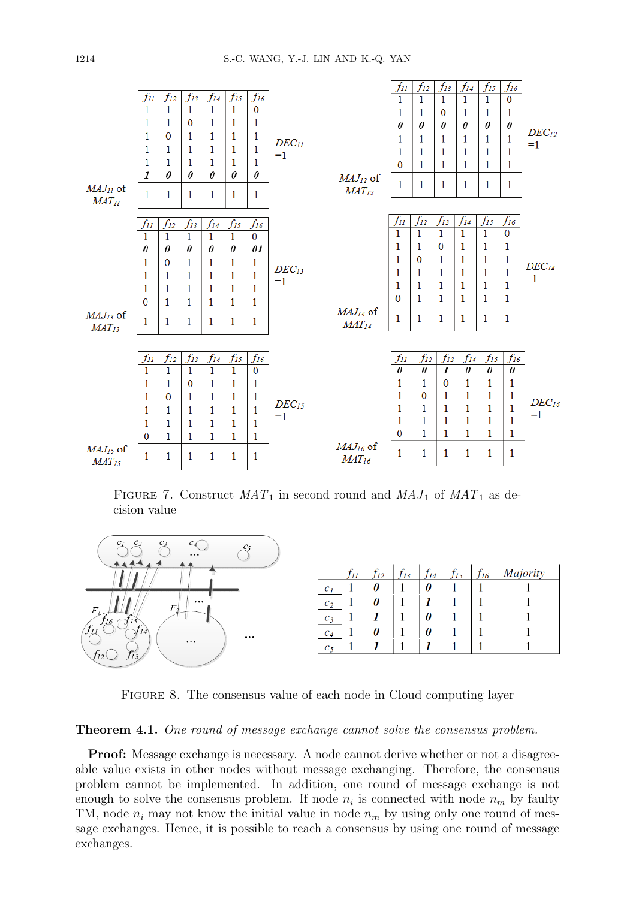| $f_{11}$ | $f_{12}$ | $f_{13}$ | $f_{14}$ | $f_{15}$ | $f_{16}$ |
|---|---|---|---|---|---|
| 1 | 1 | 1 | 1 | 1 | 0 |
| 1 | 1 | 0 | 1 | 1 | 1 |
| 1 | 0 | 1 | 1 | 1 | 1 |
| 1 | 1 | 1 | 1 | 1 | 1 |
| 1 | 1 | 1 | 1 | 1 | 1 |
| *1* | *0* | *0* | *0* | *0* | *0* |
| 1 | 1 | 1 | 1 | 1 | 1 |

$MAJ_{11}$ of $MAT_{11}$ ; $DEC_{11}$ =1

| $f_{11}$ | $f_{12}$ | $f_{13}$ | $f_{14}$ | $f_{15}$ | $f_{16}$ |
|---|---|---|---|---|---|
| 1 | 1 | 1 | 1 | 1 | 0 |
| 1 | 1 | 0 | 1 | 1 | 1 |
| *0* | *0* | *0* | *0* | *0* | *0* |
| 1 | 1 | 1 | 1 | 1 | 1 |
| 1 | 1 | 1 | 1 | 1 | 1 |
| 0 | 1 | 1 | 1 | 1 | 1 |
| 1 | 1 | 1 | 1 | 1 | 1 |

$MAJ_{12}$ of $MAT_{12}$ ; $DEC_{12}$ =1

| $f_{11}$ | $f_{12}$ | $f_{13}$ | $f_{14}$ | $f_{15}$ | $f_{16}$ |
|---|---|---|---|---|---|
| 1 | 1 | 1 | 1 | 1 | 0 |
| *0* | *0* | *0* | *0* | *0* | *01* |
| 1 | 0 | 1 | 1 | 1 | 1 |
| 1 | 1 | 1 | 1 | 1 | 1 |
| 1 | 1 | 1 | 1 | 1 | 1 |
| 0 | 1 | 1 | 1 | 1 | 1 |
| 1 | 1 | 1 | 1 | 1 | 1 |

$MAJ_{13}$ of $MAT_{13}$ ; $DEC_{13}$ =1

| $f_{11}$ | $f_{12}$ | $f_{13}$ | $f_{14}$ | $f_{15}$ | $f_{16}$ |
|---|---|---|---|---|---|
| 1 | 1 | 1 | 1 | 1 | 0 |
| 1 | 1 | 0 | 1 | 1 | 1 |
| 1 | 0 | 1 | 1 | 1 | 1 |
| 1 | 1 | 1 | 1 | 1 | 1 |
| 1 | 1 | 1 | 1 | 1 | 1 |
| 0 | 1 | 1 | 1 | 1 | 1 |
| 1 | 1 | 1 | 1 | 1 | 1 |

$MAJ_{14}$ of $MAT_{14}$ ; $DEC_{14}$ =1

| $f_{11}$ | $f_{12}$ | $f_{13}$ | $f_{14}$ | $f_{15}$ | $f_{16}$ |
|---|---|---|---|---|---|
| 1 | 1 | 1 | 1 | 1 | 0 |
| 1 | 1 | 0 | 1 | 1 | 1 |
| 1 | 0 | 1 | 1 | 1 | 1 |
| 1 | 1 | 1 | 1 | 1 | 1 |
| 1 | 1 | 1 | 1 | 1 | 1 |
| 0 | 1 | 1 | 1 | 1 | 1 |
| 1 | 1 | 1 | 1 | 1 | 1 |

$MAJ_{15}$ of $MAT_{15}$ ; $DEC_{15}$ =1

| $f_{11}$ | $f_{12}$ | $f_{13}$ | $f_{14}$ | $f_{15}$ | $f_{16}$ |
|---|---|---|---|---|---|
| *0* | *0* | *1* | *0* | *0* | *0* |
| 1 | 1 | 0 | 1 | 1 | 1 |
| 1 | 0 | 1 | 1 | 1 | 1 |
| 1 | 1 | 1 | 1 | 1 | 1 |
| 1 | 1 | 1 | 1 | 1 | 1 |
| 0 | 1 | 1 | 1 | 1 | 1 |
| 1 | 1 | 1 | 1 | 1 | 1 |

$MAJ_{16}$ of $MAT_{16}$ ; $DEC_{16}$ =1

FIGURE 7. Construct $MAT_1$ in second round and $MAJ_1$ of $MAT_1$ as decision value

| | $f_{11}$ | $f_{12}$ | $f_{13}$ | $f_{14}$ | $f_{15}$ | $f_{16}$ | Majority |
|---|---|---|---|---|---|---|---|
| $c_1$ | 1 | *0* | 1 | *0* | 1 | 1 | 1 |
| $c_2$ | 1 | *0* | 1 | *1* | 1 | 1 | 1 |
| $c_3$ | 1 | *1* | 1 | *0* | 1 | 1 | 1 |
| $c_4$ | 1 | *0* | 1 | *0* | 1 | 1 | 1 |
| $c_5$ | 1 | *1* | 1 | *1* | 1 | 1 | 1 |

FIGURE 8. The consensus value of each node in Cloud computing layer

**Theorem 4.1.** *One round of message exchange cannot solve the consensus problem.*

**Proof:** Message exchange is necessary. A node cannot derive whether or not a disagreeable value exists in other nodes without message exchanging. Therefore, the consensus problem cannot be implemented. In addition, one round of message exchange is not enough to solve the consensus problem. If node $n_i$ is connected with node $n_m$ by faulty TM, node $n_i$ may not know the initial value in node $n_m$ by using only one round of message exchanges. Hence, it is possible to reach a consensus by using one round of message exchanges.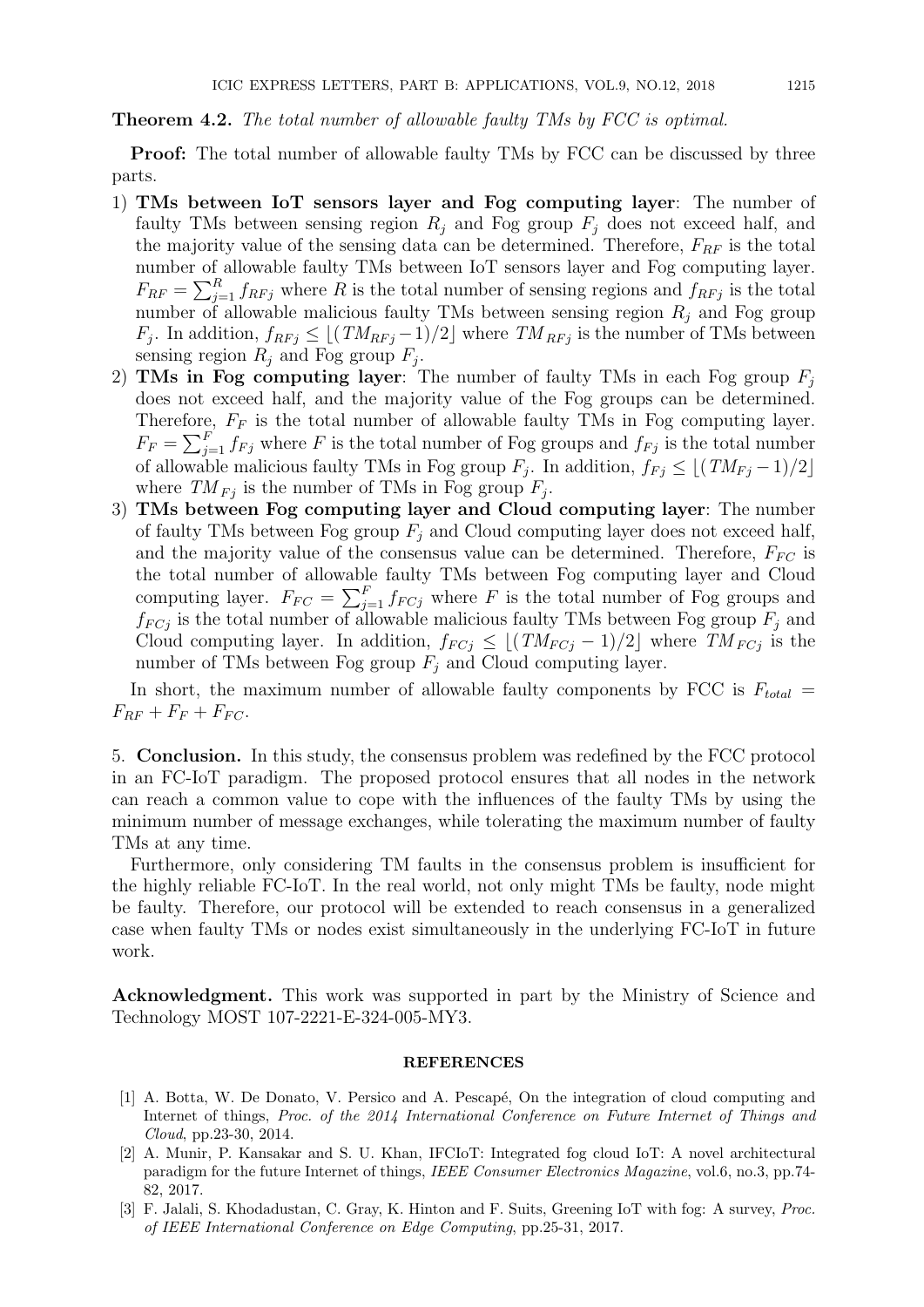**Theorem 4.2.** *The total number of allowable faulty TMs by FCC is optimal.*

**Proof:** The total number of allowable faulty TMs by FCC can be discussed by three parts.

1) **TMs between IoT sensors layer and Fog computing layer**: The number of faulty TMs between sensing region $R_j$ and Fog group $F_j$ does not exceed half, and the majority value of the sensing data can be determined. Therefore, $F_{RF}$ is the total number of allowable faulty TMs between IoT sensors layer and Fog computing layer. $F_{RF} = \sum_{j=1}^{R} f_{RFj}$ where $R$ is the total number of sensing regions and $f_{RFj}$ is the total number of allowable malicious faulty TMs between sensing region $R_j$ and Fog group $F_j$. In addition, $f_{RFj} \leq \lfloor (TM_{RFj} - 1)/2 \rfloor$ where $TM_{RFj}$ is the number of TMs between sensing region $R_j$ and Fog group $F_j$.
2) **TMs in Fog computing layer**: The number of faulty TMs in each Fog group $F_j$ does not exceed half, and the majority value of the Fog groups can be determined. Therefore, $F_F$ is the total number of allowable faulty TMs in Fog computing layer. $F_F = \sum_{j=1}^{F} f_{Fj}$ where $F$ is the total number of Fog groups and $f_{Fj}$ is the total number of allowable malicious faulty TMs in Fog group $F_j$. In addition, $f_{Fj} \leq \lfloor (TM_{Fj} - 1)/2 \rfloor$ where $TM_{Fj}$ is the number of TMs in Fog group $F_j$.
3) **TMs between Fog computing layer and Cloud computing layer**: The number of faulty TMs between Fog group $F_j$ and Cloud computing layer does not exceed half, and the majority value of the consensus value can be determined. Therefore, $F_{FC}$ is the total number of allowable faulty TMs between Fog computing layer and Cloud computing layer. $F_{FC} = \sum_{j=1}^{F} f_{FCj}$ where $F$ is the total number of Fog groups and $f_{FCj}$ is the total number of allowable malicious faulty TMs between Fog group $F_j$ and Cloud computing layer. In addition, $f_{FCj} \leq \lfloor (TM_{FCj} - 1)/2 \rfloor$ where $TM_{FCj}$ is the number of TMs between Fog group $F_j$ and Cloud computing layer.

In short, the maximum number of allowable faulty components by FCC is $F_{total} = F_{RF} + F_F + F_{FC}$.

## 5. Conclusion.

In this study, the consensus problem was redefined by the FCC protocol in an FC-IoT paradigm. The proposed protocol ensures that all nodes in the network can reach a common value to cope with the influences of the faulty TMs by using the minimum number of message exchanges, while tolerating the maximum number of faulty TMs at any time.

Furthermore, only considering TM faults in the consensus problem is insufficient for the highly reliable FC-IoT. In the real world, not only might TMs be faulty, node might be faulty. Therefore, our protocol will be extended to reach consensus in a generalized case when faulty TMs or nodes exist simultaneously in the underlying FC-IoT in future work.

**Acknowledgment.** This work was supported in part by the Ministry of Science and Technology MOST 107-2221-E-324-005-MY3.

## REFERENCES

[1] A. Botta, W. De Donato, V. Persico and A. Pescapé, On the integration of cloud computing and Internet of things, *Proc. of the 2014 International Conference on Future Internet of Things and Cloud*, pp.23-30, 2014.

[2] A. Munir, P. Kansakar and S. U. Khan, IFCIoT: Integrated fog cloud IoT: A novel architectural paradigm for the future Internet of things, *IEEE Consumer Electronics Magazine*, vol.6, no.3, pp.74-82, 2017.

[3] F. Jalali, S. Khodadustan, C. Gray, K. Hinton and F. Suits, Greening IoT with fog: A survey, *Proc. of IEEE International Conference on Edge Computing*, pp.25-31, 2017.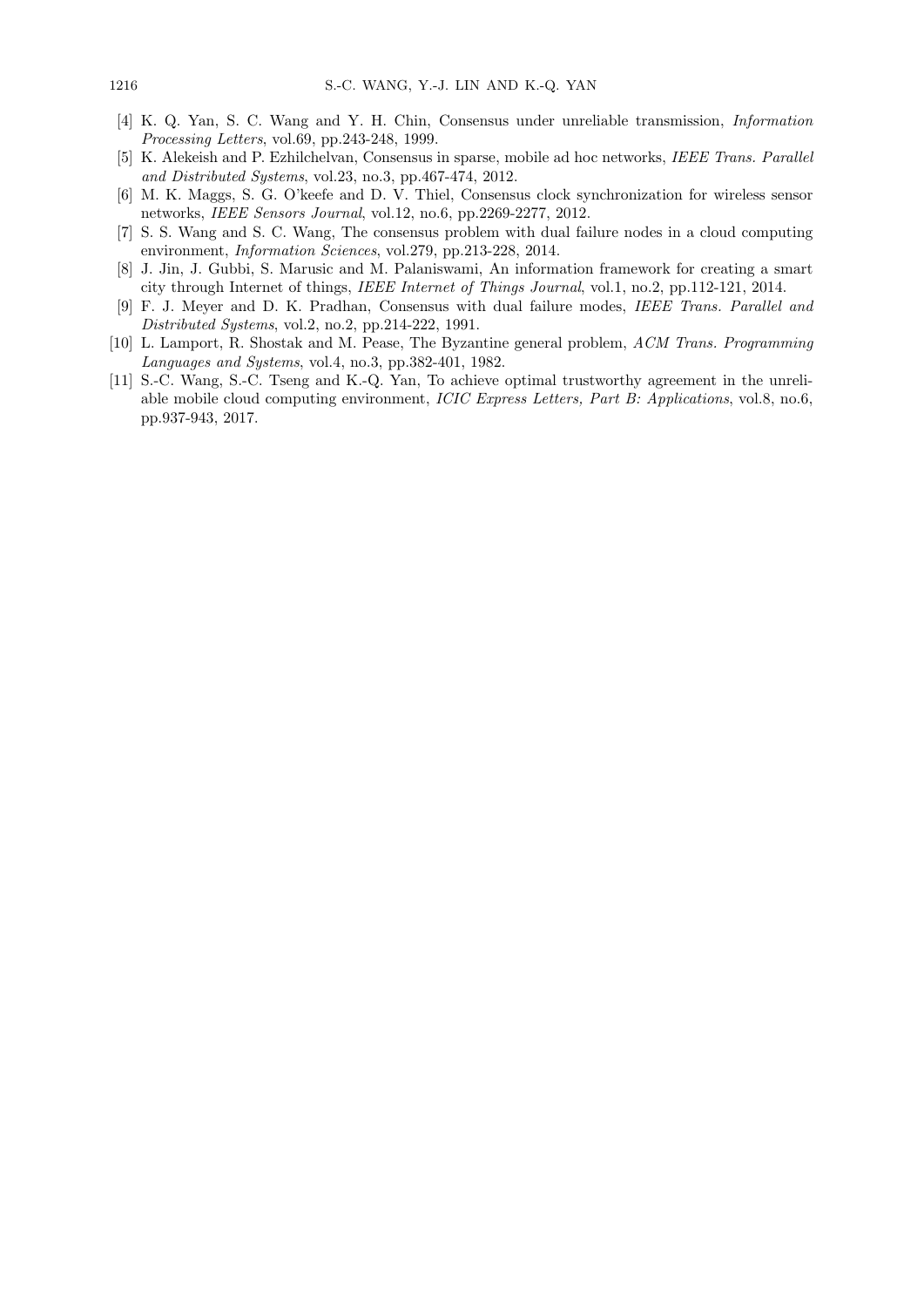[4] K. Q. Yan, S. C. Wang and Y. H. Chin, Consensus under unreliable transmission, *Information Processing Letters*, vol.69, pp.243-248, 1999.

[5] K. Alekeish and P. Ezhilchelvan, Consensus in sparse, mobile ad hoc networks, *IEEE Trans. Parallel and Distributed Systems*, vol.23, no.3, pp.467-474, 2012.

[6] M. K. Maggs, S. G. O'keefe and D. V. Thiel, Consensus clock synchronization for wireless sensor networks, *IEEE Sensors Journal*, vol.12, no.6, pp.2269-2277, 2012.

[7] S. S. Wang and S. C. Wang, The consensus problem with dual failure nodes in a cloud computing environment, *Information Sciences*, vol.279, pp.213-228, 2014.

[8] J. Jin, J. Gubbi, S. Marusic and M. Palaniswami, An information framework for creating a smart city through Internet of things, *IEEE Internet of Things Journal*, vol.1, no.2, pp.112-121, 2014.

[9] F. J. Meyer and D. K. Pradhan, Consensus with dual failure modes, *IEEE Trans. Parallel and Distributed Systems*, vol.2, no.2, pp.214-222, 1991.

[10] L. Lamport, R. Shostak and M. Pease, The Byzantine general problem, *ACM Trans. Programming Languages and Systems*, vol.4, no.3, pp.382-401, 1982.

[11] S.-C. Wang, S.-C. Tseng and K.-Q. Yan, To achieve optimal trustworthy agreement in the unreliable mobile cloud computing environment, *ICIC Express Letters, Part B: Applications*, vol.8, no.6, pp.937-943, 2017.